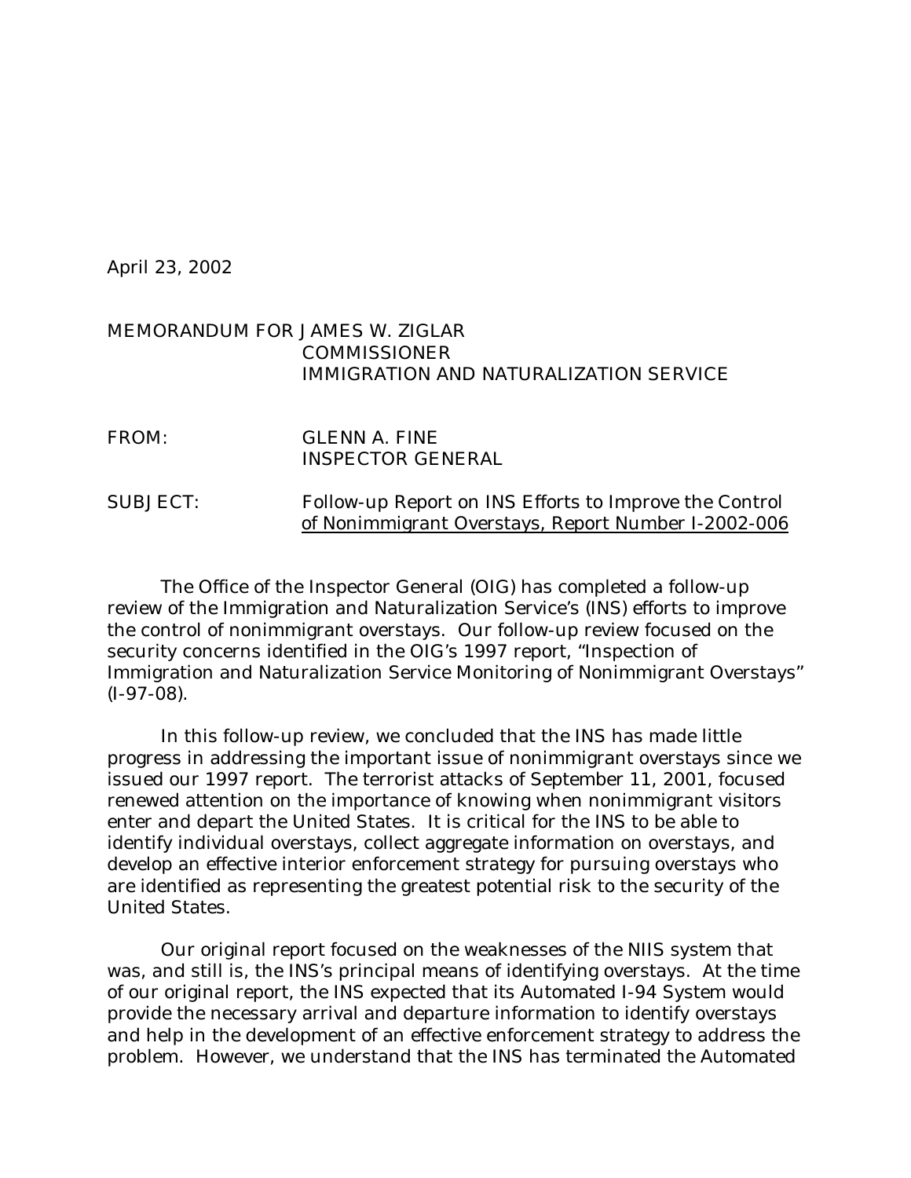April 23, 2002

MEMORANDUM FOR JAMES W. ZIGLAR
COMMISSIONER
IMMIGRATION AND NATURALIZATION SERVICE

FROM: GLENN A. FINE
INSPECTOR GENERAL

SUBJECT: Follow-up Report on INS Efforts to Improve the Control of Nonimmigrant Overstays, Report Number I-2002-006

The Office of the Inspector General (OIG) has completed a follow-up review of the Immigration and Naturalization Service's (INS) efforts to improve the control of nonimmigrant overstays. Our follow-up review focused on the security concerns identified in the OIG's 1997 report, "Inspection of Immigration and Naturalization Service Monitoring of Nonimmigrant Overstays" (I-97-08).

In this follow-up review, we concluded that the INS has made little progress in addressing the important issue of nonimmigrant overstays since we issued our 1997 report. The terrorist attacks of September 11, 2001, focused renewed attention on the importance of knowing when nonimmigrant visitors enter and depart the United States. It is critical for the INS to be able to identify individual overstays, collect aggregate information on overstays, and develop an effective interior enforcement strategy for pursuing overstays who are identified as representing the greatest potential risk to the security of the United States.

Our original report focused on the weaknesses of the NIIS system that was, and still is, the INS's principal means of identifying overstays. At the time of our original report, the INS expected that its Automated I-94 System would provide the necessary arrival and departure information to identify overstays and help in the development of an effective enforcement strategy to address the problem. However, we understand that the INS has terminated the Automated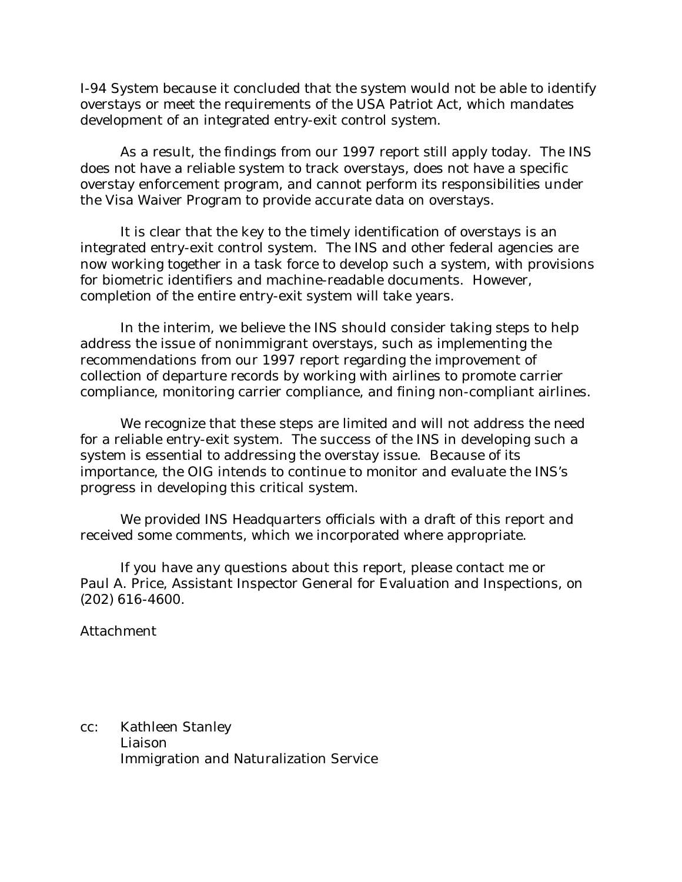I-94 System because it concluded that the system would not be able to identify overstays or meet the requirements of the USA Patriot Act, which mandates development of an integrated entry-exit control system.

As a result, the findings from our 1997 report still apply today. The INS does not have a reliable system to track overstays, does not have a specific overstay enforcement program, and cannot perform its responsibilities under the Visa Waiver Program to provide accurate data on overstays.

It is clear that the key to the timely identification of overstays is an integrated entry-exit control system. The INS and other federal agencies are now working together in a task force to develop such a system, with provisions for biometric identifiers and machine-readable documents. However, completion of the entire entry-exit system will take years.

In the interim, we believe the INS should consider taking steps to help address the issue of nonimmigrant overstays, such as implementing the recommendations from our 1997 report regarding the improvement of collection of departure records by working with airlines to promote carrier compliance, monitoring carrier compliance, and fining non-compliant airlines.

We recognize that these steps are limited and will not address the need for a reliable entry-exit system. The success of the INS in developing such a system is essential to addressing the overstay issue. Because of its importance, the OIG intends to continue to monitor and evaluate the INS's progress in developing this critical system.

We provided INS Headquarters officials with a draft of this report and received some comments, which we incorporated where appropriate.

If you have any questions about this report, please contact me or Paul A. Price, Assistant Inspector General for Evaluation and Inspections, on (202) 616-4600.

Attachment

cc: Kathleen Stanley
Liaison
Immigration and Naturalization Service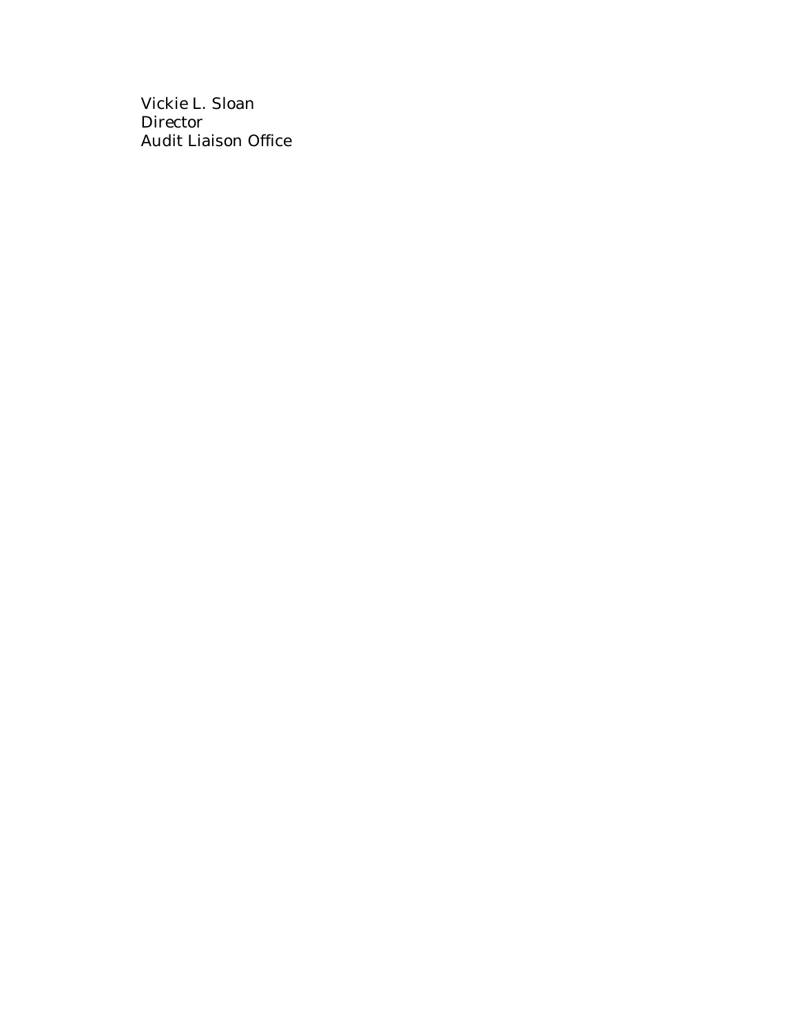Vickie L. Sloan
Director
Audit Liaison Office